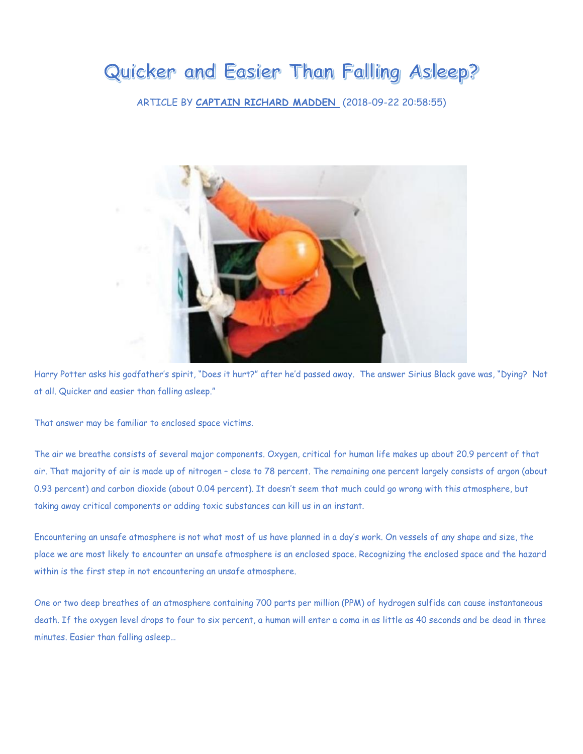# Quicker and Easier Than Falling Asleep?

ARTICLE BY **CAPTAIN RICHARD MADDEN** (2018-09-22 20:58:55)

Harry Potter asks his godfather's spirit, "Does it hurt?" after he'd passed away. The answer Sirius Black gave was, "Dying? Not at all. Quicker and easier than falling asleep."

That answer may be familiar to enclosed space victims.

The air we breathe consists of several major components. Oxygen, critical for human life makes up about 20.9 percent of that air. That majority of air is made up of nitrogen – close to 78 percent. The remaining one percent largely consists of argon (about 0.93 percent) and carbon dioxide (about 0.04 percent). It doesn't seem that much could go wrong with this atmosphere, but taking away critical components or adding toxic substances can kill us in an instant.

Encountering an unsafe atmosphere is not what most of us have planned in a day's work. On vessels of any shape and size, the place we are most likely to encounter an unsafe atmosphere is an enclosed space. Recognizing the enclosed space and the hazard within is the first step in not encountering an unsafe atmosphere.

One or two deep breathes of an atmosphere containing 700 parts per million (PPM) of hydrogen sulfide can cause instantaneous death. If the oxygen level drops to four to six percent, a human will enter a coma in as little as 40 seconds and be dead in three minutes. Easier than falling asleep…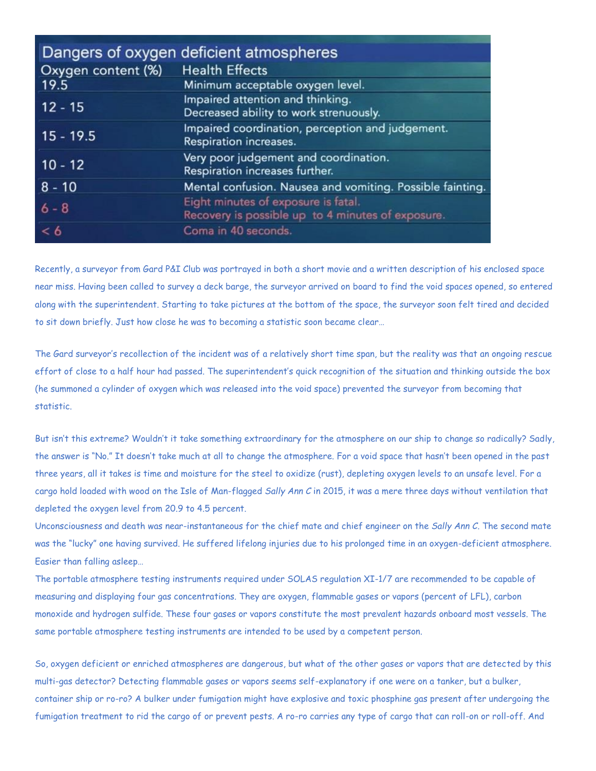| Dangers of oxygen deficient atmospheres | |
|---|---|
| Oxygen content (%) | Health Effects |
| 19.5 | Minimum acceptable oxygen level. |
| 12 - 15 | Impaired attention and thinking. Decreased ability to work strenuously. |
| 15 - 19.5 | Impaired coordination, perception and judgement. Respiration increases. |
| 10 - 12 | Very poor judgement and coordination. Respiration increases further. |
| 8 - 10 | Mental confusion. Nausea and vomiting. Possible fainting. |
| 6 - 8 | Eight minutes of exposure is fatal. Recovery is possible up to 4 minutes of exposure. |
| < 6 | Coma in 40 seconds. |

Recently, a surveyor from Gard P&I Club was portrayed in both a short movie and a written description of his enclosed space near miss. Having been called to survey a deck barge, the surveyor arrived on board to find the void spaces opened, so entered along with the superintendent. Starting to take pictures at the bottom of the space, the surveyor soon felt tired and decided to sit down briefly. Just how close he was to becoming a statistic soon became clear…

The Gard surveyor's recollection of the incident was of a relatively short time span, but the reality was that an ongoing rescue effort of close to a half hour had passed. The superintendent's quick recognition of the situation and thinking outside the box (he summoned a cylinder of oxygen which was released into the void space) prevented the surveyor from becoming that statistic.

But isn't this extreme? Wouldn't it take something extraordinary for the atmosphere on our ship to change so radically? Sadly, the answer is "No." It doesn't take much at all to change the atmosphere. For a void space that hasn't been opened in the past three years, all it takes is time and moisture for the steel to oxidize (rust), depleting oxygen levels to an unsafe level. For a cargo hold loaded with wood on the Isle of Man-flagged *Sally Ann C* in 2015, it was a mere three days without ventilation that depleted the oxygen level from 20.9 to 4.5 percent.

Unconsciousness and death was near-instantaneous for the chief mate and chief engineer on the *Sally Ann C*. The second mate was the "lucky" one having survived. He suffered lifelong injuries due to his prolonged time in an oxygen-deficient atmosphere.

Easier than falling asleep…

The portable atmosphere testing instruments required under SOLAS regulation XI-1/7 are recommended to be capable of measuring and displaying four gas concentrations. They are oxygen, flammable gases or vapors (percent of LFL), carbon monoxide and hydrogen sulfide. These four gases or vapors constitute the most prevalent hazards onboard most vessels. The same portable atmosphere testing instruments are intended to be used by a competent person.

So, oxygen deficient or enriched atmospheres are dangerous, but what of the other gases or vapors that are detected by this multi-gas detector? Detecting flammable gases or vapors seems self-explanatory if one were on a tanker, but a bulker, container ship or ro-ro? A bulker under fumigation might have explosive and toxic phosphine gas present after undergoing the fumigation treatment to rid the cargo of or prevent pests. A ro-ro carries any type of cargo that can roll-on or roll-off. And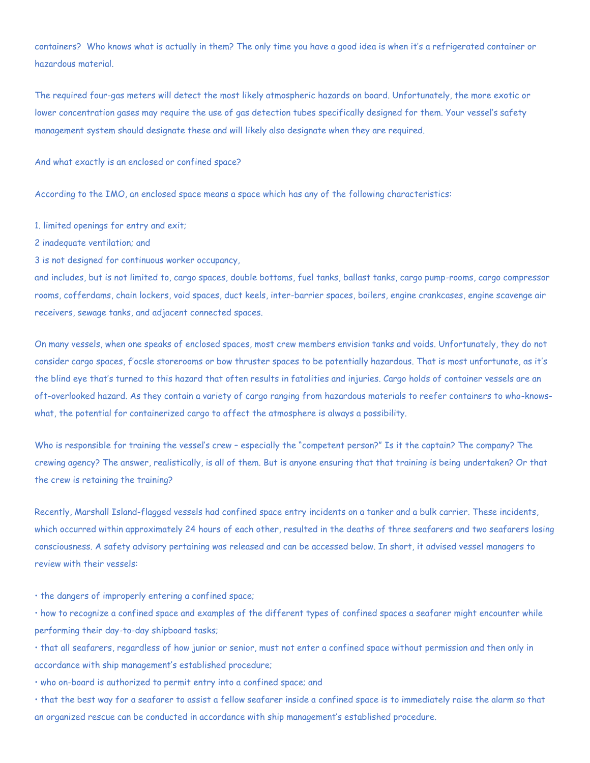containers? Who knows what is actually in them? The only time you have a good idea is when it's a refrigerated container or hazardous material.

The required four-gas meters will detect the most likely atmospheric hazards on board. Unfortunately, the more exotic or lower concentration gases may require the use of gas detection tubes specifically designed for them. Your vessel's safety management system should designate these and will likely also designate when they are required.

And what exactly is an enclosed or confined space?

According to the IMO, an enclosed space means a space which has any of the following characteristics:

1. limited openings for entry and exit;
2 inadequate ventilation; and
3 is not designed for continuous worker occupancy,

and includes, but is not limited to, cargo spaces, double bottoms, fuel tanks, ballast tanks, cargo pump-rooms, cargo compressor rooms, cofferdams, chain lockers, void spaces, duct keels, inter-barrier spaces, boilers, engine crankcases, engine scavenge air receivers, sewage tanks, and adjacent connected spaces.

On many vessels, when one speaks of enclosed spaces, most crew members envision tanks and voids. Unfortunately, they do not consider cargo spaces, f'ocsle storerooms or bow thruster spaces to be potentially hazardous. That is most unfortunate, as it's the blind eye that's turned to this hazard that often results in fatalities and injuries. Cargo holds of container vessels are an oft-overlooked hazard. As they contain a variety of cargo ranging from hazardous materials to reefer containers to who-knows-what, the potential for containerized cargo to affect the atmosphere is always a possibility.

Who is responsible for training the vessel's crew – especially the "competent person?" Is it the captain? The company? The crewing agency? The answer, realistically, is all of them. But is anyone ensuring that that training is being undertaken? Or that the crew is retaining the training?

Recently, Marshall Island-flagged vessels had confined space entry incidents on a tanker and a bulk carrier. These incidents, which occurred within approximately 24 hours of each other, resulted in the deaths of three seafarers and two seafarers losing consciousness. A safety advisory pertaining was released and can be accessed below. In short, it advised vessel managers to review with their vessels:

- the dangers of improperly entering a confined space;
- how to recognize a confined space and examples of the different types of confined spaces a seafarer might encounter while performing their day-to-day shipboard tasks;
- that all seafarers, regardless of how junior or senior, must not enter a confined space without permission and then only in accordance with ship management's established procedure;
- who on-board is authorized to permit entry into a confined space; and
- that the best way for a seafarer to assist a fellow seafarer inside a confined space is to immediately raise the alarm so that an organized rescue can be conducted in accordance with ship management's established procedure.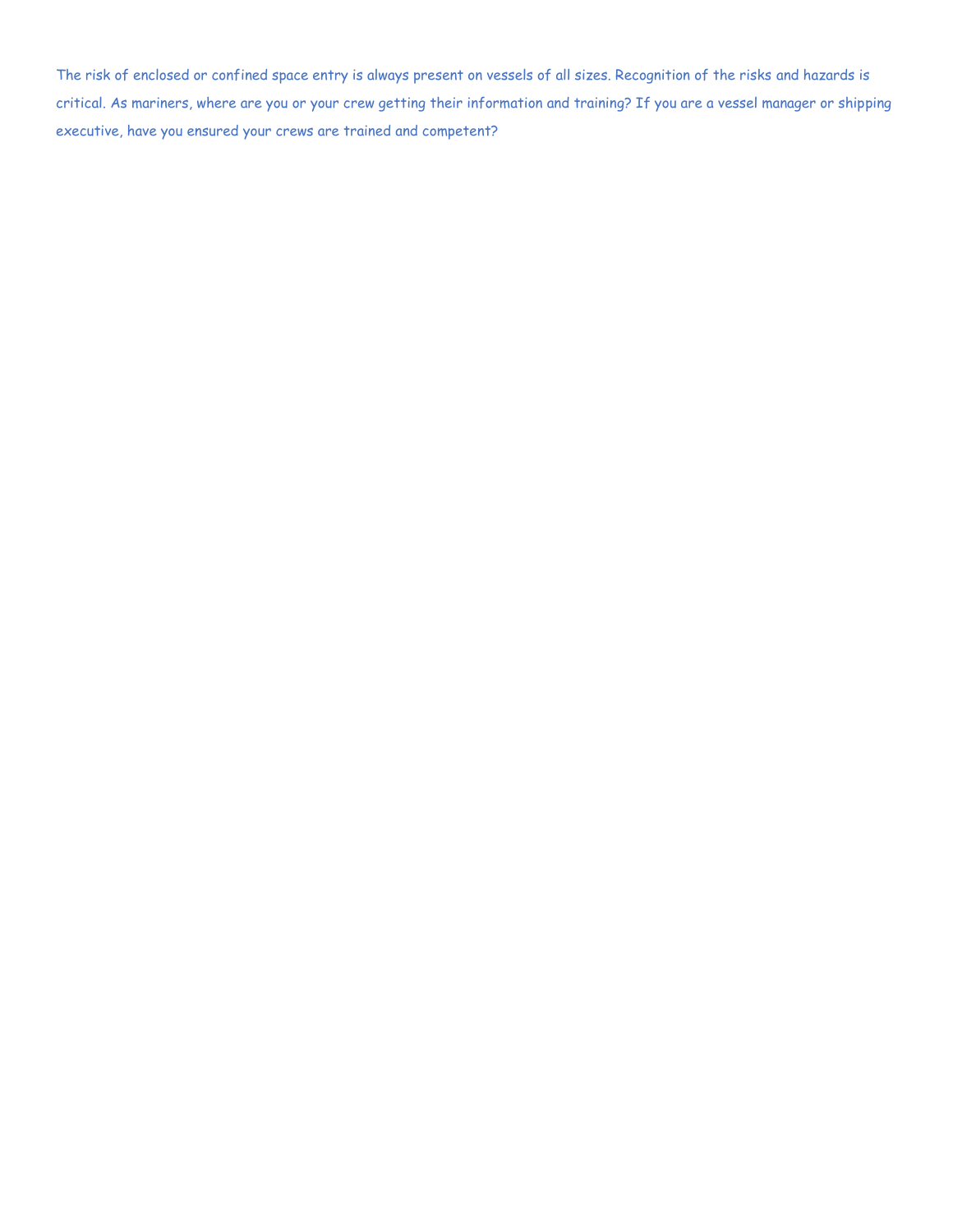The risk of enclosed or confined space entry is always present on vessels of all sizes. Recognition of the risks and hazards is critical. As mariners, where are you or your crew getting their information and training? If you are a vessel manager or shipping executive, have you ensured your crews are trained and competent?